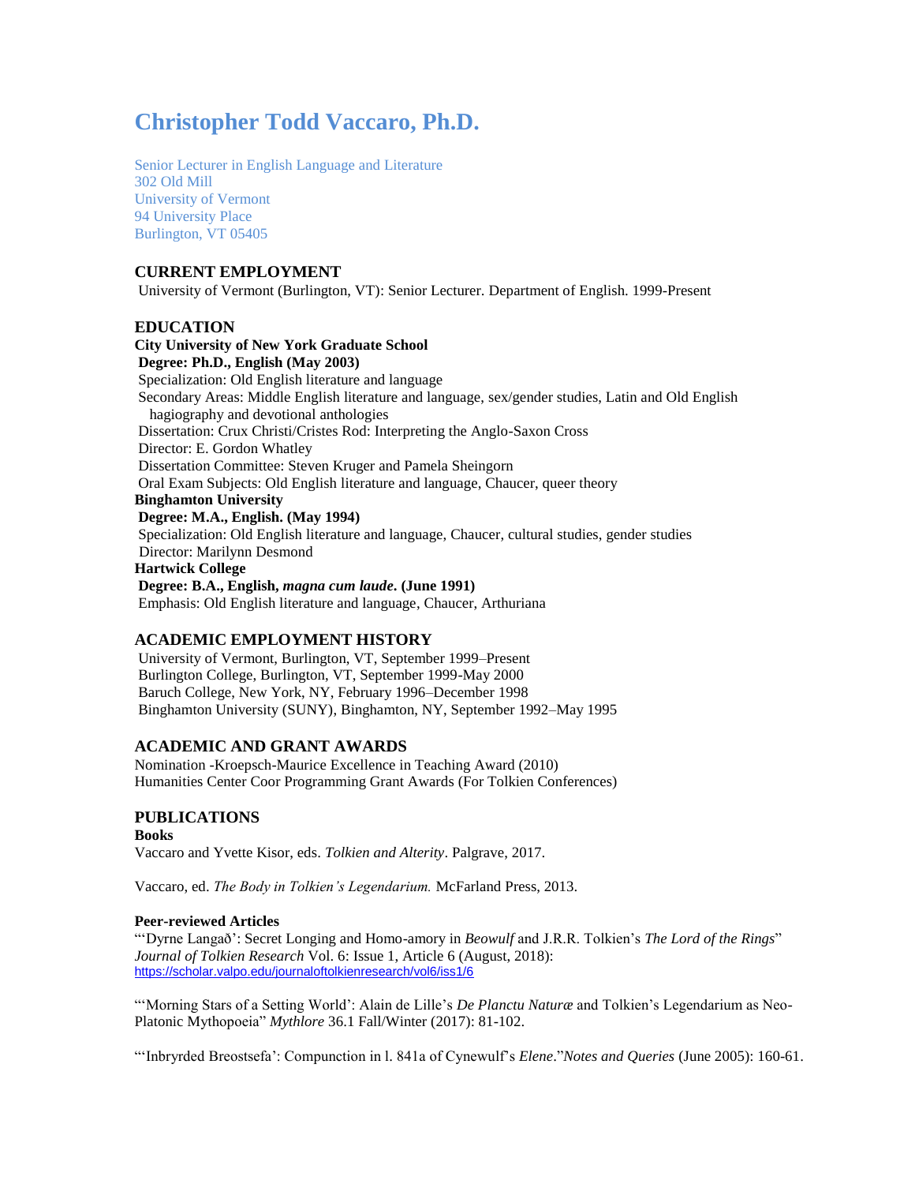# Christopher Todd Vaccaro, Ph.D.

Senior Lecturer in English Language and Literature
302 Old Mill
University of Vermont
94 University Place
Burlington, VT 05405

## CURRENT EMPLOYMENT

University of Vermont (Burlington, VT): Senior Lecturer. Department of English. 1999-Present

## EDUCATION

**City University of New York Graduate School**
**Degree: Ph.D., English (May 2003)**
Specialization: Old English literature and language
Secondary Areas: Middle English literature and language, sex/gender studies, Latin and Old English hagiography and devotional anthologies
Dissertation: Crux Christi/Cristes Rod: Interpreting the Anglo-Saxon Cross
Director: E. Gordon Whatley
Dissertation Committee: Steven Kruger and Pamela Sheingorn
Oral Exam Subjects: Old English literature and language, Chaucer, queer theory

**Binghamton University**
**Degree: M.A., English. (May 1994)**
Specialization: Old English literature and language, Chaucer, cultural studies, gender studies
Director: Marilynn Desmond

**Hartwick College**
**Degree: B.A., English, *magna cum laude*. (June 1991)**
Emphasis: Old English literature and language, Chaucer, Arthuriana

## ACADEMIC EMPLOYMENT HISTORY

University of Vermont, Burlington, VT, September 1999–Present
Burlington College, Burlington, VT, September 1999-May 2000
Baruch College, New York, NY, February 1996–December 1998
Binghamton University (SUNY), Binghamton, NY, September 1992–May 1995

## ACADEMIC AND GRANT AWARDS

Nomination -Kroepsch-Maurice Excellence in Teaching Award (2010)
Humanities Center Coor Programming Grant Awards (For Tolkien Conferences)

## PUBLICATIONS

### Books

Vaccaro and Yvette Kisor, eds. *Tolkien and Alterity*. Palgrave, 2017.

Vaccaro, ed. *The Body in Tolkien's Legendarium.* McFarland Press, 2013.

### Peer-reviewed Articles

"'Dyrne Langað': Secret Longing and Homo-amory in *Beowulf* and J.R.R. Tolkien's *The Lord of the Rings*" *Journal of Tolkien Research* Vol. 6: Issue 1, Article 6 (August, 2018): https://scholar.valpo.edu/journaloftolkienresearch/vol6/iss1/6

"'Morning Stars of a Setting World': Alain de Lille's *De Planctu Naturæ* and Tolkien's Legendarium as Neo-Platonic Mythopoeia" *Mythlore* 36.1 Fall/Winter (2017): 81-102.

"'Inbryrded Breostsefa': Compunction in l. 841a of Cynewulf's *Elene*."*Notes and Queries* (June 2005): 160-61.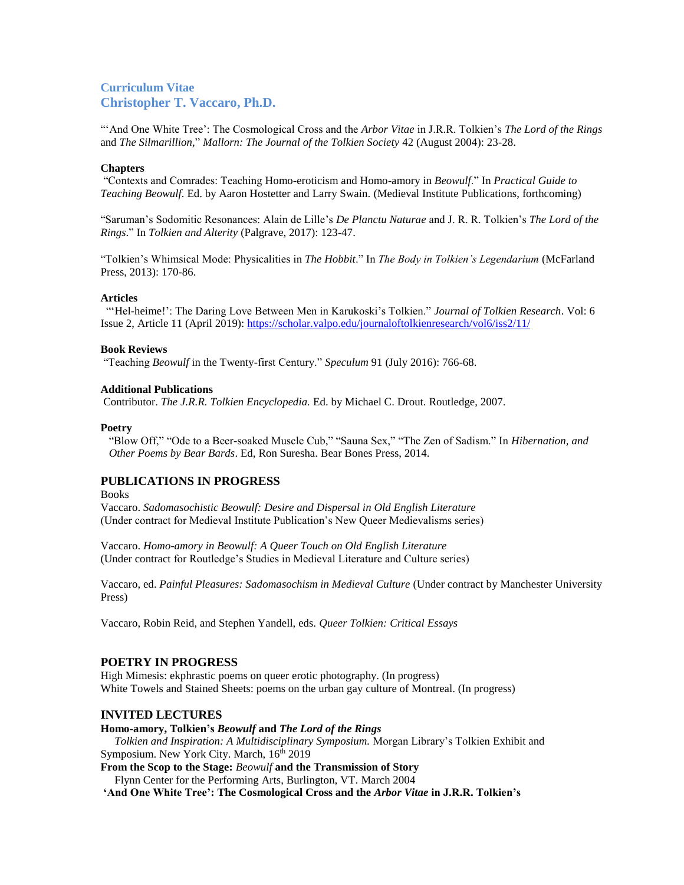**Curriculum Vitae**
**Christopher T. Vaccaro, Ph.D.**

"'And One White Tree': The Cosmological Cross and the *Arbor Vitae* in J.R.R. Tolkien's *The Lord of the Rings* and *The Silmarillion*," *Mallorn: The Journal of the Tolkien Society* 42 (August 2004): 23-28.

#### Chapters

"Contexts and Comrades: Teaching Homo-eroticism and Homo-amory in *Beowulf*." In *Practical Guide to Teaching Beowulf*. Ed. by Aaron Hostetter and Larry Swain. (Medieval Institute Publications, forthcoming)

"Saruman's Sodomitic Resonances: Alain de Lille's *De Planctu Naturae* and J. R. R. Tolkien's *The Lord of the Rings*." In *Tolkien and Alterity* (Palgrave, 2017): 123-47.

"Tolkien's Whimsical Mode: Physicalities in *The Hobbit*." In *The Body in Tolkien's Legendarium* (McFarland Press, 2013): 170-86.

#### Articles

"'Hel-heime!': The Daring Love Between Men in Karukoski's Tolkien." *Journal of Tolkien Research*. Vol: 6 Issue 2, Article 11 (April 2019): https://scholar.valpo.edu/journaloftolkienresearch/vol6/iss2/11/

#### Book Reviews

"Teaching *Beowulf* in the Twenty-first Century." *Speculum* 91 (July 2016): 766-68.

#### Additional Publications

Contributor. *The J.R.R. Tolkien Encyclopedia.* Ed. by Michael C. Drout. Routledge, 2007.

#### Poetry

"Blow Off," "Ode to a Beer-soaked Muscle Cub," "Sauna Sex," "The Zen of Sadism." In *Hibernation, and Other Poems by Bear Bards*. Ed, Ron Suresha. Bear Bones Press, 2014.

### PUBLICATIONS IN PROGRESS

Books

Vaccaro. *Sadomasochistic Beowulf: Desire and Dispersal in Old English Literature* (Under contract for Medieval Institute Publication's New Queer Medievalisms series)

Vaccaro. *Homo-amory in Beowulf: A Queer Touch on Old English Literature* (Under contract for Routledge's Studies in Medieval Literature and Culture series)

Vaccaro, ed. *Painful Pleasures: Sadomasochism in Medieval Culture* (Under contract by Manchester University Press)

Vaccaro, Robin Reid, and Stephen Yandell, eds. *Queer Tolkien: Critical Essays*

### POETRY IN PROGRESS

High Mimesis: ekphrastic poems on queer erotic photography. (In progress)
White Towels and Stained Sheets: poems on the urban gay culture of Montreal. (In progress)

### INVITED LECTURES

**Homo-amory, Tolkien's *Beowulf* and *The Lord of the Rings***
*Tolkien and Inspiration: A Multidisciplinary Symposium.* Morgan Library's Tolkien Exhibit and Symposium. New York City. March, 16th 2019

**From the Scop to the Stage: *Beowulf* and the Transmission of Story**
Flynn Center for the Performing Arts, Burlington, VT. March 2004

**'And One White Tree': The Cosmological Cross and the *Arbor Vitae* in J.R.R. Tolkien's**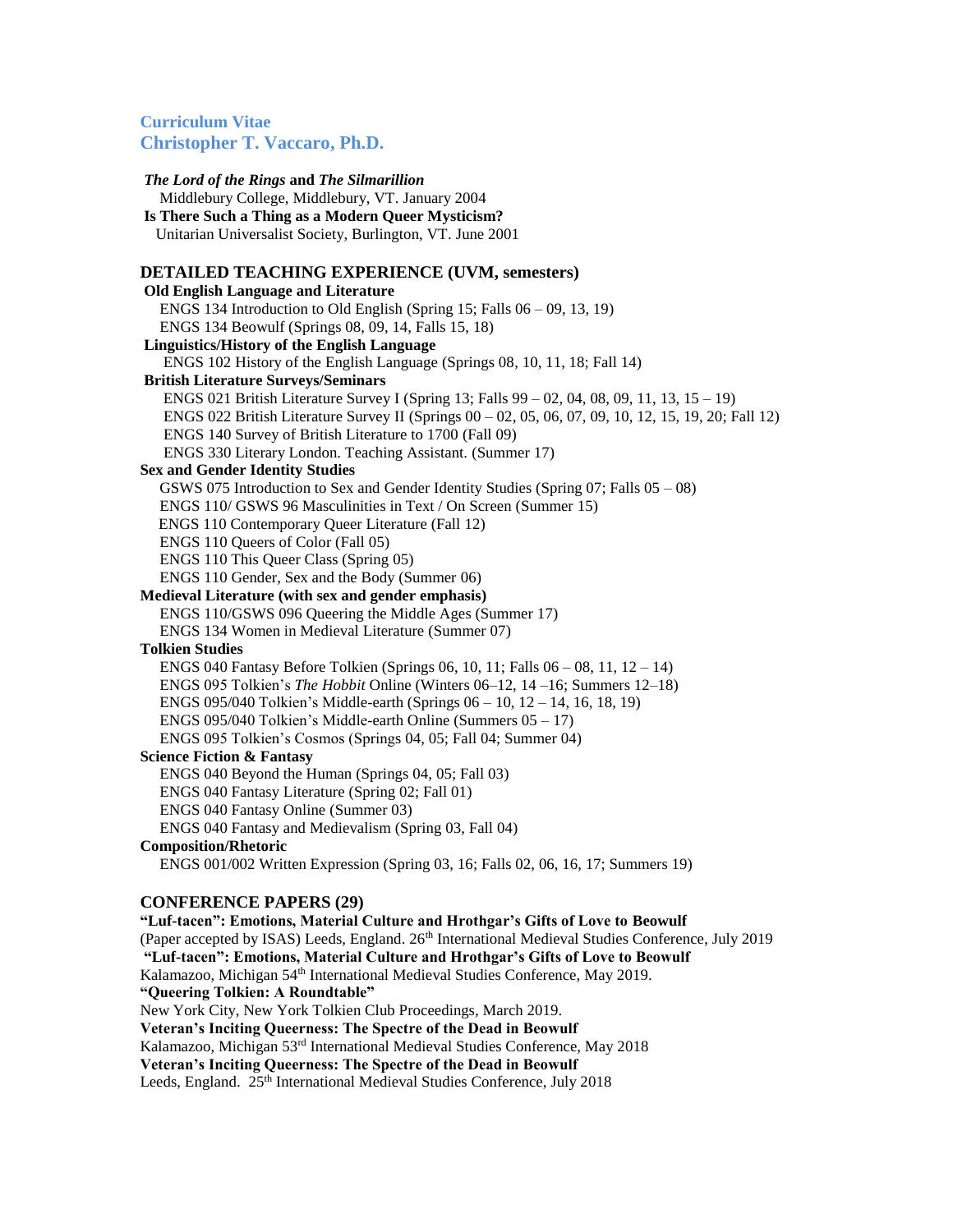**Curriculum Vitae**
**Christopher T. Vaccaro, Ph.D.**

***The Lord of the Rings* and *The Silmarillion***
Middlebury College, Middlebury, VT. January 2004
**Is There Such a Thing as a Modern Queer Mysticism?**
Unitarian Universalist Society, Burlington, VT. June 2001

## DETAILED TEACHING EXPERIENCE (UVM, semesters)

**Old English Language and Literature**
- ENGS 134 Introduction to Old English (Spring 15; Falls 06 – 09, 13, 19)
- ENGS 134 Beowulf (Springs 08, 09, 14, Falls 15, 18)

**Linguistics/History of the English Language**
- ENGS 102 History of the English Language (Springs 08, 10, 11, 18; Fall 14)

**British Literature Surveys/Seminars**
- ENGS 021 British Literature Survey I (Spring 13; Falls 99 – 02, 04, 08, 09, 11, 13, 15 – 19)
- ENGS 022 British Literature Survey II (Springs 00 – 02, 05, 06, 07, 09, 10, 12, 15, 19, 20; Fall 12)
- ENGS 140 Survey of British Literature to 1700 (Fall 09)
- ENGS 330 Literary London. Teaching Assistant. (Summer 17)

**Sex and Gender Identity Studies**
- GSWS 075 Introduction to Sex and Gender Identity Studies (Spring 07; Falls 05 – 08)
- ENGS 110/ GSWS 96 Masculinities in Text / On Screen (Summer 15)
- ENGS 110 Contemporary Queer Literature (Fall 12)
- ENGS 110 Queers of Color (Fall 05)
- ENGS 110 This Queer Class (Spring 05)
- ENGS 110 Gender, Sex and the Body (Summer 06)

**Medieval Literature (with sex and gender emphasis)**
- ENGS 110/GSWS 096 Queering the Middle Ages (Summer 17)
- ENGS 134 Women in Medieval Literature (Summer 07)

**Tolkien Studies**
- ENGS 040 Fantasy Before Tolkien (Springs 06, 10, 11; Falls 06 – 08, 11, 12 – 14)
- ENGS 095 Tolkien's *The Hobbit* Online (Winters 06–12, 14 –16; Summers 12–18)
- ENGS 095/040 Tolkien's Middle-earth (Springs 06 – 10, 12 – 14, 16, 18, 19)
- ENGS 095/040 Tolkien's Middle-earth Online (Summers 05 – 17)
- ENGS 095 Tolkien's Cosmos (Springs 04, 05; Fall 04; Summer 04)

**Science Fiction & Fantasy**
- ENGS 040 Beyond the Human (Springs 04, 05; Fall 03)
- ENGS 040 Fantasy Literature (Spring 02; Fall 01)
- ENGS 040 Fantasy Online (Summer 03)
- ENGS 040 Fantasy and Medievalism (Spring 03, Fall 04)

**Composition/Rhetoric**
- ENGS 001/002 Written Expression (Spring 03, 16; Falls 02, 06, 16, 17; Summers 19)

## CONFERENCE PAPERS (29)

**"Luf-tacen": Emotions, Material Culture and Hrothgar's Gifts of Love to Beowulf**
(Paper accepted by ISAS) Leeds, England. 26th International Medieval Studies Conference, July 2019
**"Luf-tacen": Emotions, Material Culture and Hrothgar's Gifts of Love to Beowulf**
Kalamazoo, Michigan 54th International Medieval Studies Conference, May 2019.
**"Queering Tolkien: A Roundtable"**
New York City, New York Tolkien Club Proceedings, March 2019.
**Veteran's Inciting Queerness: The Spectre of the Dead in Beowulf**
Kalamazoo, Michigan 53rd International Medieval Studies Conference, May 2018
**Veteran's Inciting Queerness: The Spectre of the Dead in Beowulf**
Leeds, England. 25th International Medieval Studies Conference, July 2018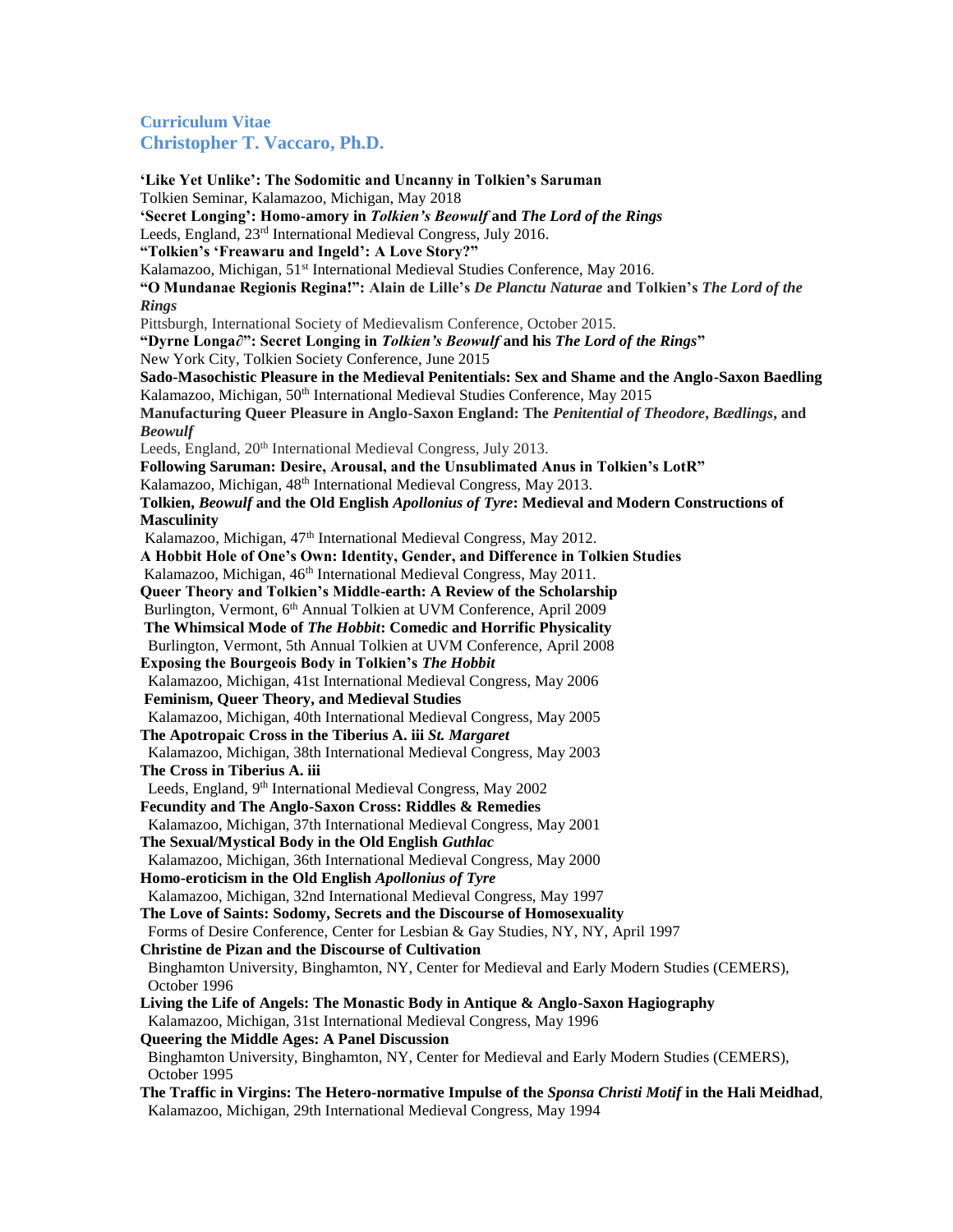## Curriculum Vitae
## Christopher T. Vaccaro, Ph.D.

**'Like Yet Unlike': The Sodomitic and Uncanny in Tolkien's Saruman**
Tolkien Seminar, Kalamazoo, Michigan, May 2018

**'Secret Longing': Homo-amory in *Tolkien's Beowulf* and *The Lord of the Rings***
Leeds, England, 23rd International Medieval Congress, July 2016.

**"Tolkien's 'Freawaru and Ingeld': A Love Story?"**
Kalamazoo, Michigan, 51st International Medieval Studies Conference, May 2016.

**"O Mundanae Regionis Regina!": Alain de Lille's *De Planctu Naturae* and Tolkien's *The Lord of the Rings***
Pittsburgh, International Society of Medievalism Conference, October 2015.

**"Dyrne Longa∂": Secret Longing in *Tolkien's Beowulf* and his *The Lord of the Rings*"**
New York City, Tolkien Society Conference, June 2015

**Sado-Masochistic Pleasure in the Medieval Penitentials: Sex and Shame and the Anglo-Saxon Baedling**
Kalamazoo, Michigan, 50th International Medieval Studies Conference, May 2015

**Manufacturing Queer Pleasure in Anglo-Saxon England: The *Penitential of Theodore*, *Bædlings*, and *Beowulf***
Leeds, England, 20th International Medieval Congress, July 2013.

**Following Saruman: Desire, Arousal, and the Unsublimated Anus in Tolkien's LotR"**
Kalamazoo, Michigan, 48th International Medieval Congress, May 2013.

**Tolkien, *Beowulf* and the Old English *Apollonius of Tyre*: Medieval and Modern Constructions of Masculinity**
Kalamazoo, Michigan, 47th International Medieval Congress, May 2012.

**A Hobbit Hole of One's Own: Identity, Gender, and Difference in Tolkien Studies**
Kalamazoo, Michigan, 46th International Medieval Congress, May 2011.

**Queer Theory and Tolkien's Middle-earth: A Review of the Scholarship**
Burlington, Vermont, 6th Annual Tolkien at UVM Conference, April 2009

**The Whimsical Mode of *The Hobbit*: Comedic and Horrific Physicality**
Burlington, Vermont, 5th Annual Tolkien at UVM Conference, April 2008

**Exposing the Bourgeois Body in Tolkien's *The Hobbit***
Kalamazoo, Michigan, 41st International Medieval Congress, May 2006

**Feminism, Queer Theory, and Medieval Studies**
Kalamazoo, Michigan, 40th International Medieval Congress, May 2005

**The Apotropaic Cross in the Tiberius A. iii *St. Margaret***
Kalamazoo, Michigan, 38th International Medieval Congress, May 2003

**The Cross in Tiberius A. iii**
Leeds, England, 9th International Medieval Congress, May 2002

**Fecundity and The Anglo-Saxon Cross: Riddles & Remedies**
Kalamazoo, Michigan, 37th International Medieval Congress, May 2001

**The Sexual/Mystical Body in the Old English *Guthlac***
Kalamazoo, Michigan, 36th International Medieval Congress, May 2000

**Homo-eroticism in the Old English *Apollonius of Tyre***
Kalamazoo, Michigan, 32nd International Medieval Congress, May 1997

**The Love of Saints: Sodomy, Secrets and the Discourse of Homosexuality**
Forms of Desire Conference, Center for Lesbian & Gay Studies, NY, NY, April 1997

**Christine de Pizan and the Discourse of Cultivation**
Binghamton University, Binghamton, NY, Center for Medieval and Early Modern Studies (CEMERS), October 1996

**Living the Life of Angels: The Monastic Body in Antique & Anglo-Saxon Hagiography**
Kalamazoo, Michigan, 31st International Medieval Congress, May 1996

**Queering the Middle Ages: A Panel Discussion**
Binghamton University, Binghamton, NY, Center for Medieval and Early Modern Studies (CEMERS), October 1995

**The Traffic in Virgins: The Hetero-normative Impulse of the *Sponsa Christi Motif* in the Hali Meidhad**,
Kalamazoo, Michigan, 29th International Medieval Congress, May 1994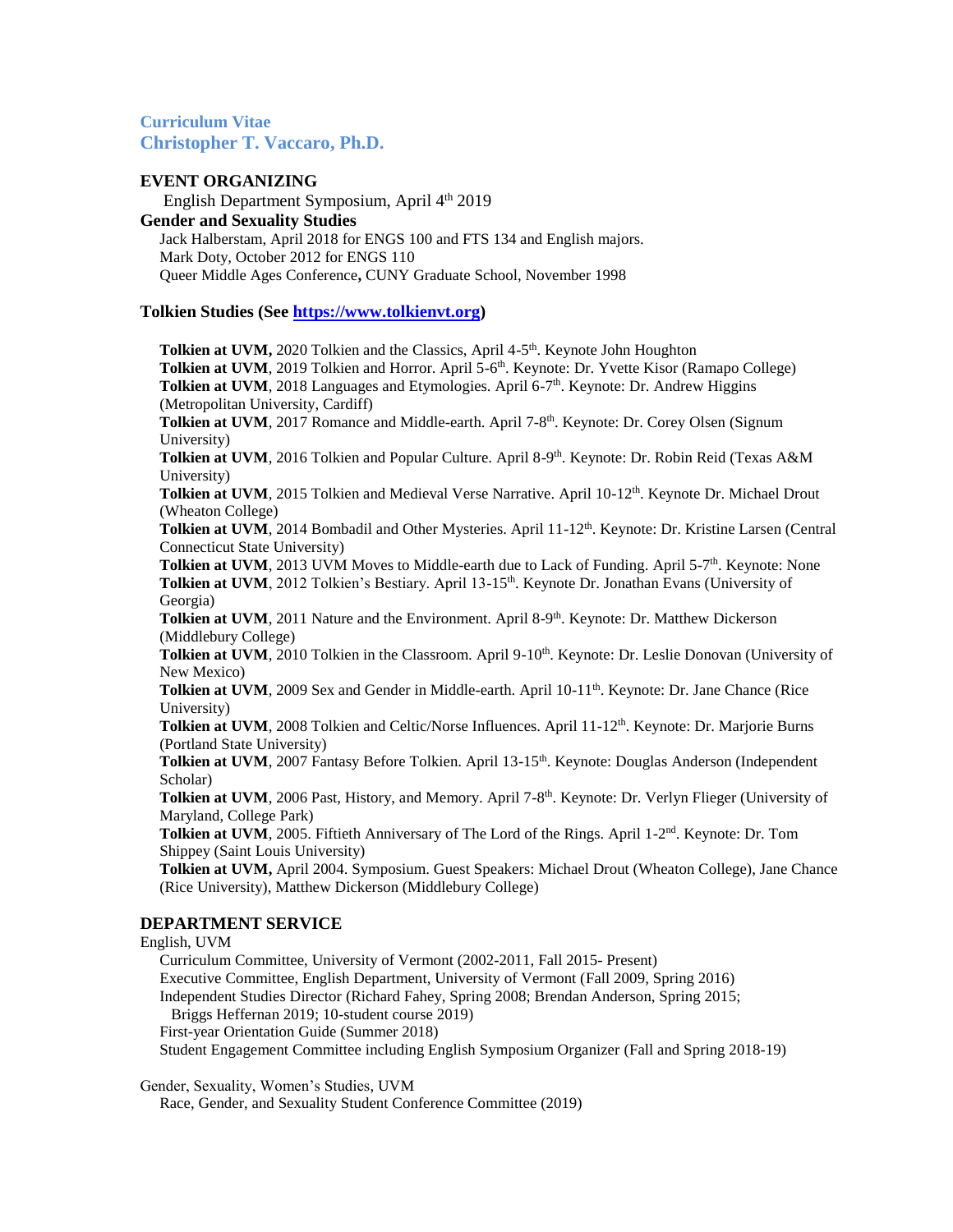**Curriculum Vitae**
**Christopher T. Vaccaro, Ph.D.**

## EVENT ORGANIZING

English Department Symposium, April 4th 2019

### Gender and Sexuality Studies

Jack Halberstam, April 2018 for ENGS 100 and FTS 134 and English majors.
Mark Doty, October 2012 for ENGS 110
Queer Middle Ages Conference**,** CUNY Graduate School, November 1998

### Tolkien Studies (See [https://www.tolkienvt.org](https://www.tolkienvt.org))

**Tolkien at UVM,** 2020 Tolkien and the Classics, April 4-5th. Keynote John Houghton
**Tolkien at UVM**, 2019 Tolkien and Horror. April 5-6th. Keynote: Dr. Yvette Kisor (Ramapo College)
**Tolkien at UVM**, 2018 Languages and Etymologies. April 6-7th. Keynote: Dr. Andrew Higgins (Metropolitan University, Cardiff)
**Tolkien at UVM**, 2017 Romance and Middle-earth. April 7-8th. Keynote: Dr. Corey Olsen (Signum University)
**Tolkien at UVM**, 2016 Tolkien and Popular Culture. April 8-9th. Keynote: Dr. Robin Reid (Texas A&M University)
**Tolkien at UVM**, 2015 Tolkien and Medieval Verse Narrative. April 10-12th. Keynote Dr. Michael Drout (Wheaton College)
**Tolkien at UVM**, 2014 Bombadil and Other Mysteries. April 11-12th. Keynote: Dr. Kristine Larsen (Central Connecticut State University)
**Tolkien at UVM**, 2013 UVM Moves to Middle-earth due to Lack of Funding. April 5-7th. Keynote: None
**Tolkien at UVM**, 2012 Tolkien's Bestiary. April 13-15th. Keynote Dr. Jonathan Evans (University of Georgia)
**Tolkien at UVM**, 2011 Nature and the Environment. April 8-9th. Keynote: Dr. Matthew Dickerson (Middlebury College)
**Tolkien at UVM**, 2010 Tolkien in the Classroom. April 9-10th. Keynote: Dr. Leslie Donovan (University of New Mexico)
**Tolkien at UVM**, 2009 Sex and Gender in Middle-earth. April 10-11th. Keynote: Dr. Jane Chance (Rice University)
**Tolkien at UVM**, 2008 Tolkien and Celtic/Norse Influences. April 11-12th. Keynote: Dr. Marjorie Burns (Portland State University)
**Tolkien at UVM**, 2007 Fantasy Before Tolkien. April 13-15th. Keynote: Douglas Anderson (Independent Scholar)
**Tolkien at UVM**, 2006 Past, History, and Memory. April 7-8th. Keynote: Dr. Verlyn Flieger (University of Maryland, College Park)
**Tolkien at UVM**, 2005. Fiftieth Anniversary of The Lord of the Rings. April 1-2nd. Keynote: Dr. Tom Shippey (Saint Louis University)
**Tolkien at UVM,** April 2004. Symposium. Guest Speakers: Michael Drout (Wheaton College), Jane Chance (Rice University), Matthew Dickerson (Middlebury College)

## DEPARTMENT SERVICE

English, UVM

Curriculum Committee, University of Vermont (2002-2011, Fall 2015- Present)
Executive Committee, English Department, University of Vermont (Fall 2009, Spring 2016)
Independent Studies Director (Richard Fahey, Spring 2008; Brendan Anderson, Spring 2015; Briggs Heffernan 2019; 10-student course 2019)
First-year Orientation Guide (Summer 2018)
Student Engagement Committee including English Symposium Organizer (Fall and Spring 2018-19)

Gender, Sexuality, Women's Studies, UVM

Race, Gender, and Sexuality Student Conference Committee (2019)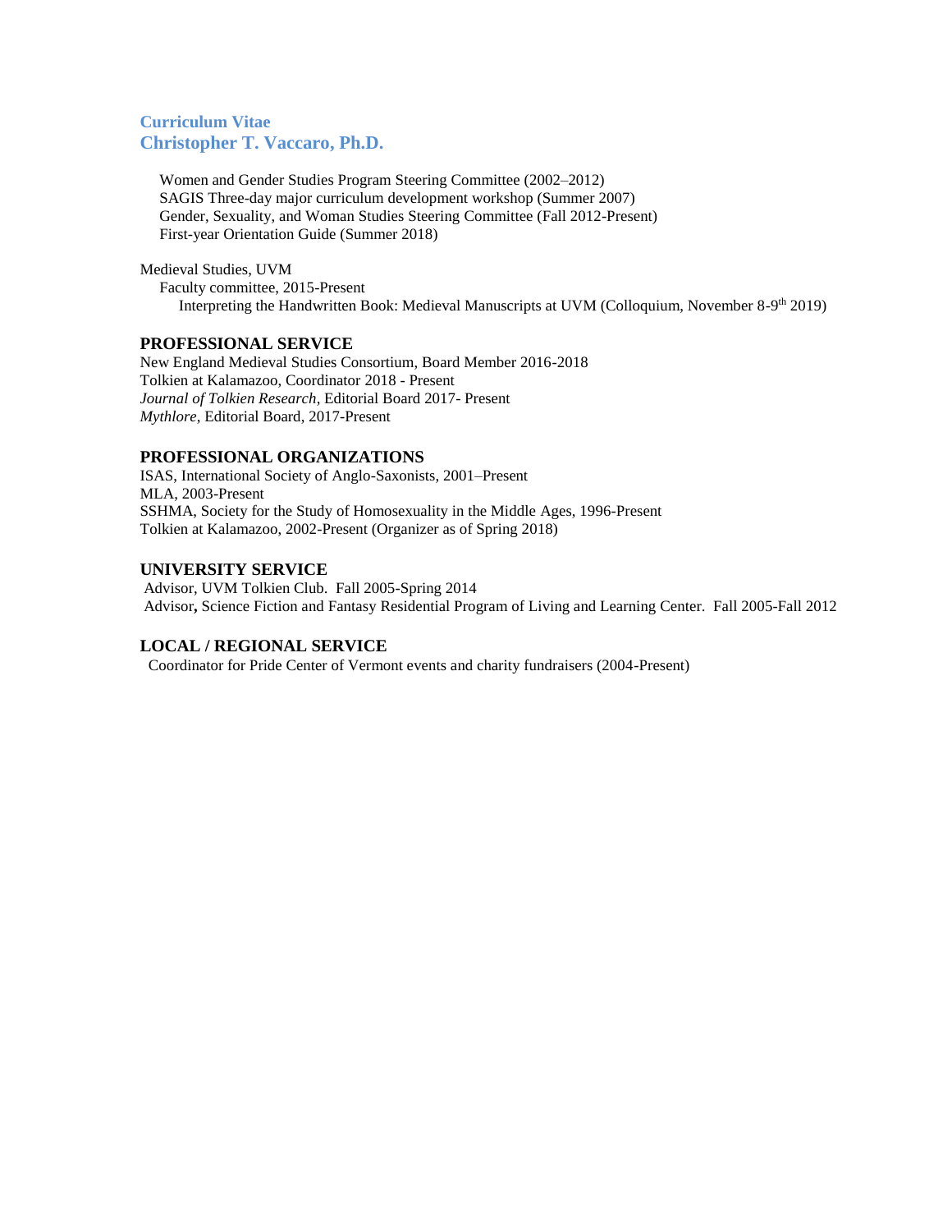Women and Gender Studies Program Steering Committee (2002–2012)
SAGIS Three-day major curriculum development workshop (Summer 2007)
Gender, Sexuality, and Woman Studies Steering Committee (Fall 2012-Present)
First-year Orientation Guide (Summer 2018)

Medieval Studies, UVM
Faculty committee, 2015-Present
Interpreting the Handwritten Book: Medieval Manuscripts at UVM (Colloquium, November 8-9th 2019)

### PROFESSIONAL SERVICE

New England Medieval Studies Consortium, Board Member 2016-2018
Tolkien at Kalamazoo, Coordinator 2018 - Present
*Journal of Tolkien Research*, Editorial Board 2017- Present
*Mythlore*, Editorial Board, 2017-Present

### PROFESSIONAL ORGANIZATIONS

ISAS, International Society of Anglo-Saxonists, 2001–Present
MLA, 2003-Present
SSHMA, Society for the Study of Homosexuality in the Middle Ages, 1996-Present
Tolkien at Kalamazoo, 2002-Present (Organizer as of Spring 2018)

### UNIVERSITY SERVICE

Advisor, UVM Tolkien Club. Fall 2005-Spring 2014
Advisor**,** Science Fiction and Fantasy Residential Program of Living and Learning Center. Fall 2005-Fall 2012

### LOCAL / REGIONAL SERVICE

Coordinator for Pride Center of Vermont events and charity fundraisers (2004-Present)